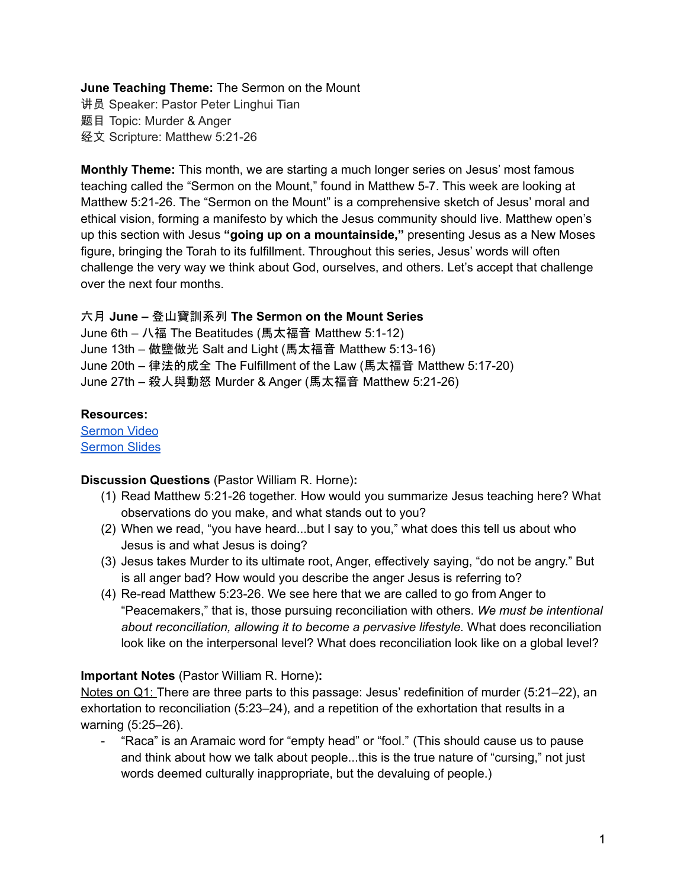**June Teaching Theme:** The Sermon on the Mount
讲员 Speaker: Pastor Peter Linghui Tian
题目 Topic: Murder & Anger
经文 Scripture: Matthew 5:21-26

**Monthly Theme:** This month, we are starting a much longer series on Jesus' most famous teaching called the "Sermon on the Mount," found in Matthew 5-7. This week are looking at Matthew 5:21-26. The "Sermon on the Mount" is a comprehensive sketch of Jesus' moral and ethical vision, forming a manifesto by which the Jesus community should live. Matthew open's up this section with Jesus **"going up on a mountainside,"** presenting Jesus as a New Moses figure, bringing the Torah to its fulfillment. Throughout this series, Jesus' words will often challenge the very way we think about God, ourselves, and others. Let's accept that challenge over the next four months.

**六月 June – 登山寶訓系列 The Sermon on the Mount Series**
June 6th – 八福 The Beatitudes (馬太福音 Matthew 5:1-12)
June 13th – 做鹽做光 Salt and Light (馬太福音 Matthew 5:13-16)
June 20th – 律法的成全 The Fulfillment of the Law (馬太福音 Matthew 5:17-20)
June 27th – 殺人與動怒 Murder & Anger (馬太福音 Matthew 5:21-26)

**Resources:**
Sermon Video
Sermon Slides

**Discussion Questions** (Pastor William R. Horne)**:**

(1) Read Matthew 5:21-26 together. How would you summarize Jesus teaching here? What observations do you make, and what stands out to you?
(2) When we read, "you have heard...but I say to you," what does this tell us about who Jesus is and what Jesus is doing?
(3) Jesus takes Murder to its ultimate root, Anger, effectively saying, "do not be angry." But is all anger bad? How would you describe the anger Jesus is referring to?
(4) Re-read Matthew 5:23-26. We see here that we are called to go from Anger to "Peacemakers," that is, those pursuing reconciliation with others. *We must be intentional about reconciliation, allowing it to become a pervasive lifestyle.* What does reconciliation look like on the interpersonal level? What does reconciliation look like on a global level?

**Important Notes** (Pastor William R. Horne)**:**

Notes on Q1: There are three parts to this passage: Jesus' redefinition of murder (5:21–22), an exhortation to reconciliation (5:23–24), and a repetition of the exhortation that results in a warning (5:25–26).

- "Raca" is an Aramaic word for "empty head" or "fool." (This should cause us to pause and think about how we talk about people...this is the true nature of "cursing," not just words deemed culturally inappropriate, but the devaluing of people.)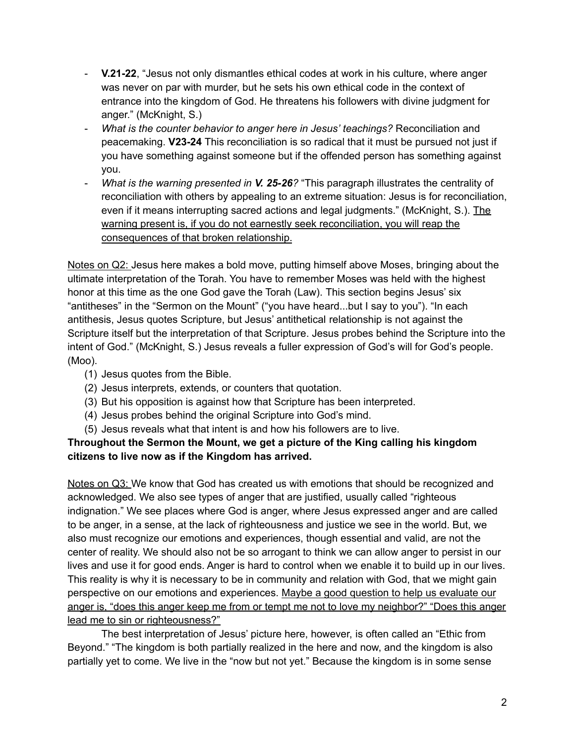- **V.21-22**, "Jesus not only dismantles ethical codes at work in his culture, where anger was never on par with murder, but he sets his own ethical code in the context of entrance into the kingdom of God. He threatens his followers with divine judgment for anger." (McKnight, S.)
- *What is the counter behavior to anger here in Jesus' teachings?* Reconciliation and peacemaking. **V23-24** This reconciliation is so radical that it must be pursued not just if you have something against someone but if the offended person has something against you.
- *What is the warning presented in **V. 25-26**?* "This paragraph illustrates the centrality of reconciliation with others by appealing to an extreme situation: Jesus is for reconciliation, even if it means interrupting sacred actions and legal judgments." (McKnight, S.). <u>The warning present is, if you do not earnestly seek reconciliation, you will reap the consequences of that broken relationship.</u>

<u>Notes on Q2:</u> Jesus here makes a bold move, putting himself above Moses, bringing about the ultimate interpretation of the Torah. You have to remember Moses was held with the highest honor at this time as the one God gave the Torah (Law). This section begins Jesus' six "antitheses" in the "Sermon on the Mount" ("you have heard...but I say to you"). "In each antithesis, Jesus quotes Scripture, but Jesus' antithetical relationship is not against the Scripture itself but the interpretation of that Scripture. Jesus probes behind the Scripture into the intent of God." (McKnight, S.) Jesus reveals a fuller expression of God's will for God's people. (Moo).

(1) Jesus quotes from the Bible.
(2) Jesus interprets, extends, or counters that quotation.
(3) But his opposition is against how that Scripture has been interpreted.
(4) Jesus probes behind the original Scripture into God's mind.
(5) Jesus reveals what that intent is and how his followers are to live.

**Throughout the Sermon the Mount, we get a picture of the King calling his kingdom citizens to live now as if the Kingdom has arrived.**

<u>Notes on Q3:</u> We know that God has created us with emotions that should be recognized and acknowledged. We also see types of anger that are justified, usually called "righteous indignation." We see places where God is anger, where Jesus expressed anger and are called to be anger, in a sense, at the lack of righteousness and justice we see in the world. But, we also must recognize our emotions and experiences, though essential and valid, are not the center of reality. We should also not be so arrogant to think we can allow anger to persist in our lives and use it for good ends. Anger is hard to control when we enable it to build up in our lives. This reality is why it is necessary to be in community and relation with God, that we might gain perspective on our emotions and experiences. <u>Maybe a good question to help us evaluate our anger is, "does this anger keep me from or tempt me not to love my neighbor?" "Does this anger lead me to sin or righteousness?"</u>

The best interpretation of Jesus' picture here, however, is often called an "Ethic from Beyond." "The kingdom is both partially realized in the here and now, and the kingdom is also partially yet to come. We live in the "now but not yet." Because the kingdom is in some sense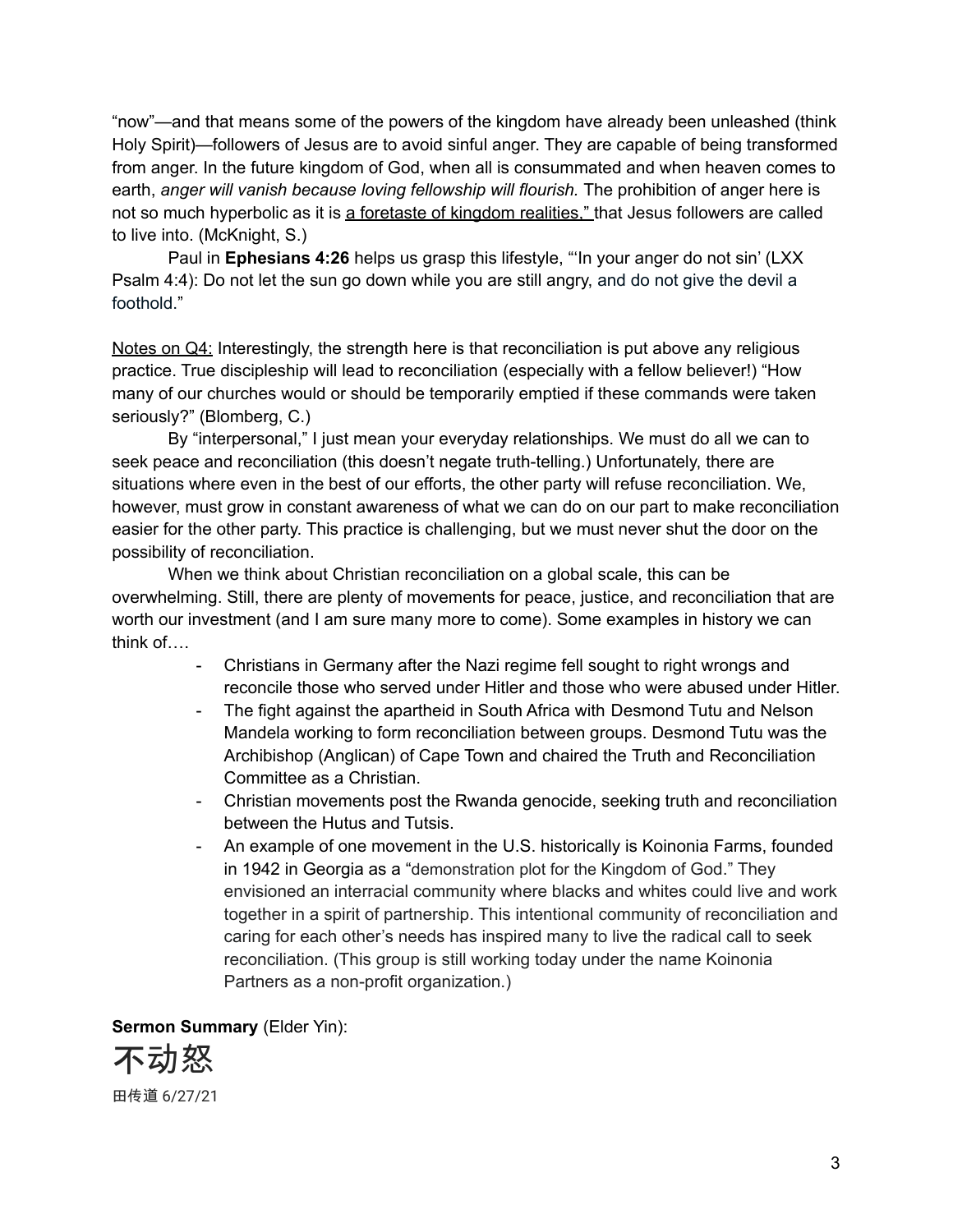"now"—and that means some of the powers of the kingdom have already been unleashed (think Holy Spirit)—followers of Jesus are to avoid sinful anger. They are capable of being transformed from anger. In the future kingdom of God, when all is consummated and when heaven comes to earth, *anger will vanish because loving fellowship will flourish.* The prohibition of anger here is not so much hyperbolic as it is <u>a foretaste of kingdom realities,"</u> that Jesus followers are called to live into. (McKnight, S.)

Paul in **Ephesians 4:26** helps us grasp this lifestyle, "'In your anger do not sin' (LXX Psalm 4:4): Do not let the sun go down while you are still angry, and do not give the devil a foothold."

<u>Notes on Q4:</u> Interestingly, the strength here is that reconciliation is put above any religious practice. True discipleship will lead to reconciliation (especially with a fellow believer!) "How many of our churches would or should be temporarily emptied if these commands were taken seriously?" (Blomberg, C.)

By "interpersonal," I just mean your everyday relationships. We must do all we can to seek peace and reconciliation (this doesn't negate truth-telling.) Unfortunately, there are situations where even in the best of our efforts, the other party will refuse reconciliation. We, however, must grow in constant awareness of what we can do on our part to make reconciliation easier for the other party. This practice is challenging, but we must never shut the door on the possibility of reconciliation.

When we think about Christian reconciliation on a global scale, this can be overwhelming. Still, there are plenty of movements for peace, justice, and reconciliation that are worth our investment (and I am sure many more to come). Some examples in history we can think of….

- Christians in Germany after the Nazi regime fell sought to right wrongs and reconcile those who served under Hitler and those who were abused under Hitler.
- The fight against the apartheid in South Africa with Desmond Tutu and Nelson Mandela working to form reconciliation between groups. Desmond Tutu was the Archibishop (Anglican) of Cape Town and chaired the Truth and Reconciliation Committee as a Christian.
- Christian movements post the Rwanda genocide, seeking truth and reconciliation between the Hutus and Tutsis.
- An example of one movement in the U.S. historically is Koinonia Farms, founded in 1942 in Georgia as a "demonstration plot for the Kingdom of God." They envisioned an interracial community where blacks and whites could live and work together in a spirit of partnership. This intentional community of reconciliation and caring for each other's needs has inspired many to live the radical call to seek reconciliation. (This group is still working today under the name Koinonia Partners as a non-profit organization.)

**Sermon Summary** (Elder Yin):

# 不动怒

田传道 6/27/21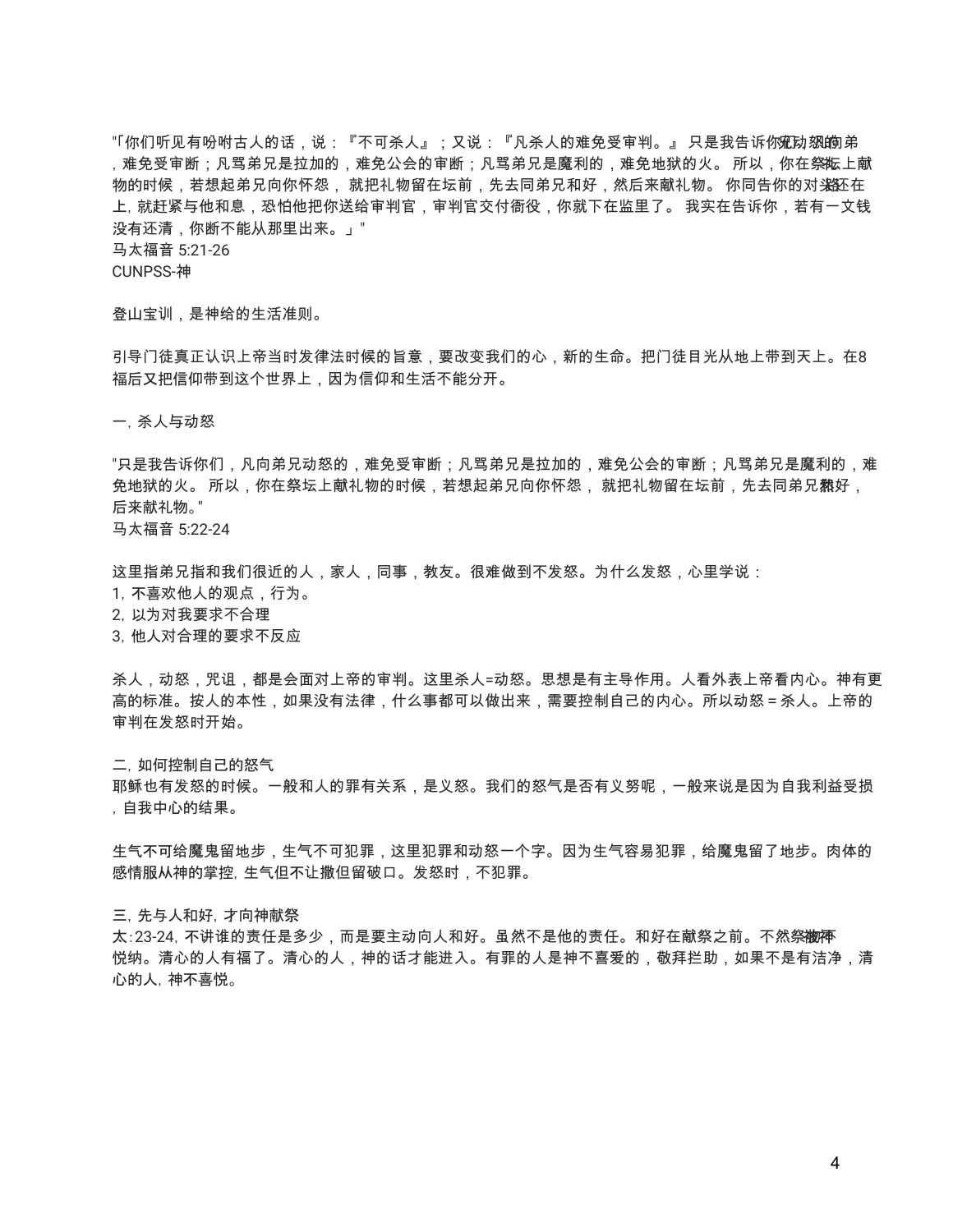"「你们听见有吩咐古人的话，说：『不可杀人』；又说：『凡杀人的难免受审判。』 只是我告诉你们，凡向弟兄动怒的，难免受审断；凡骂弟兄是拉加的，难免公会的审断；凡骂弟兄是魔利的，难免地狱的火。 所以，你在祭坛上献礼物的时候，若想起弟兄向你怀怨， 就把礼物留在坛前，先去同弟兄和好，然后来献礼物。 你同告你的对头还在路上，就赶紧与他和息，恐怕他把你送给审判官，审判官交付衙役，你就下在监里了。 我实在告诉你，若有一文钱没有还清，你断不能从那里出来。」"
马太福音 5:21-26
CUNPSS-神

登山宝训，是神给的生活准则。

引导门徒真正认识上帝当时发律法时候的旨意，要改变我们的心，新的生命。把门徒目光从地上带到天上。在8福后又把信仰带到这个世界上，因为信仰和生活不能分开。

一, 杀人与动怒

"只是我告诉你们，凡向弟兄动怒的，难免受审断；凡骂弟兄是拉加的，难免公会的审断；凡骂弟兄是魔利的，难免地狱的火。 所以，你在祭坛上献礼物的时候，若想起弟兄向你怀怨， 就把礼物留在坛前，先去同弟兄和好，然后来献礼物。"
马太福音 5:22-24

这里指弟兄指和我们很近的人，家人，同事，教友。很难做到不发怒。为什么发怒，心里学说：
1, 不喜欢他人的观点，行为。
2, 以为对我要求不合理
3, 他人对合理的要求不反应

杀人，动怒，咒诅，都是会面对上帝的审判。这里杀人=动怒。思想是有主导作用。人看外表上帝看内心。神有更高的标准。按人的本性，如果没有法律，什么事都可以做出来，需要控制自己的内心。所以动怒 = 杀人。上帝的审判在发怒时开始。

二, 如何控制自己的怒气
耶稣也有发怒的时候。一般和人的罪有关系，是义怒。我们的怒气是否有义努呢，一般来说是因为自我利益受损，自我中心的结果。

生气不可给魔鬼留地步，生气不可犯罪，这里犯罪和动怒一个字。因为生气容易犯罪，给魔鬼留了地步。肉体的感情服从神的掌控, 生气但不让撒但留破口。发怒时，不犯罪。

三, 先与人和好, 才向神献祭
太:23-24, 不讲谁的责任是多少，而是要主动向人和好。虽然不是他的责任。和好在献祭之前。不然祭物神不悦纳。清心的人有福了。清心的人，神的话才能进入。有罪的人是神不喜爱的，敬拜拦助，如果不是有洁净，清心的人, 神不喜悦。